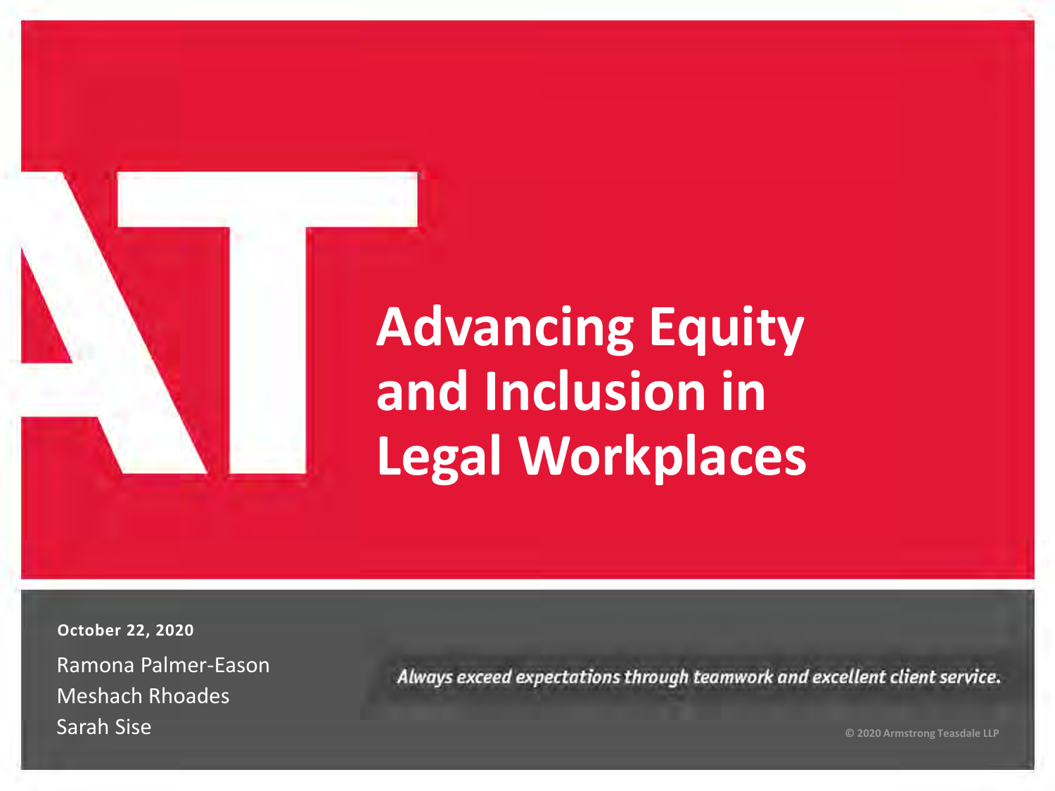# Advancing Equity and Inclusion in Legal Workplaces

**October 22, 2020**

Ramona Palmer-Eason
Meshach Rhoades
Sarah Sise

*Always exceed expectations through teamwork and excellent client service.*

© 2020 Armstrong Teasdale LLP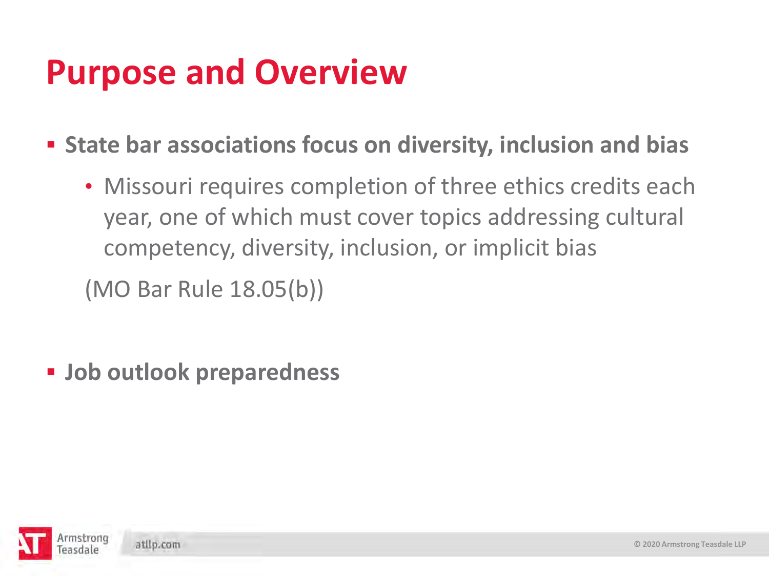# Purpose and Overview

- **State bar associations focus on diversity, inclusion and bias**
  - Missouri requires completion of three ethics credits each year, one of which must cover topics addressing cultural competency, diversity, inclusion, or implicit bias

  (MO Bar Rule 18.05(b))

- **Job outlook preparedness**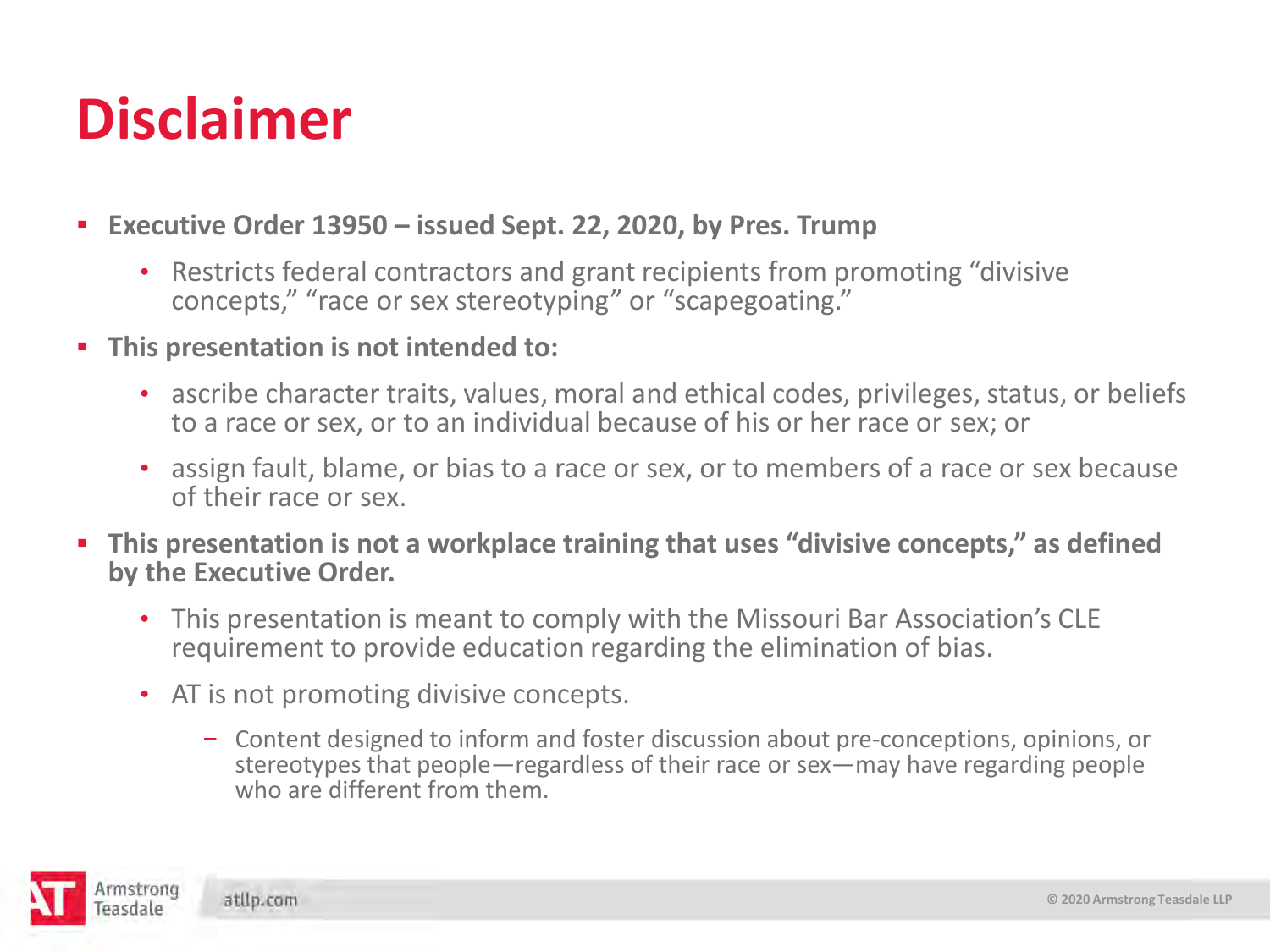# Disclaimer

- **Executive Order 13950 – issued Sept. 22, 2020, by Pres. Trump**
  - Restricts federal contractors and grant recipients from promoting "divisive concepts," "race or sex stereotyping" or "scapegoating."
- **This presentation is not intended to:**
  - ascribe character traits, values, moral and ethical codes, privileges, status, or beliefs to a race or sex, or to an individual because of his or her race or sex; or
  - assign fault, blame, or bias to a race or sex, or to members of a race or sex because of their race or sex.
- **This presentation is not a workplace training that uses "divisive concepts," as defined by the Executive Order.**
  - This presentation is meant to comply with the Missouri Bar Association's CLE requirement to provide education regarding the elimination of bias.
  - AT is not promoting divisive concepts.
    - Content designed to inform and foster discussion about pre-conceptions, opinions, or stereotypes that people—regardless of their race or sex—may have regarding people who are different from them.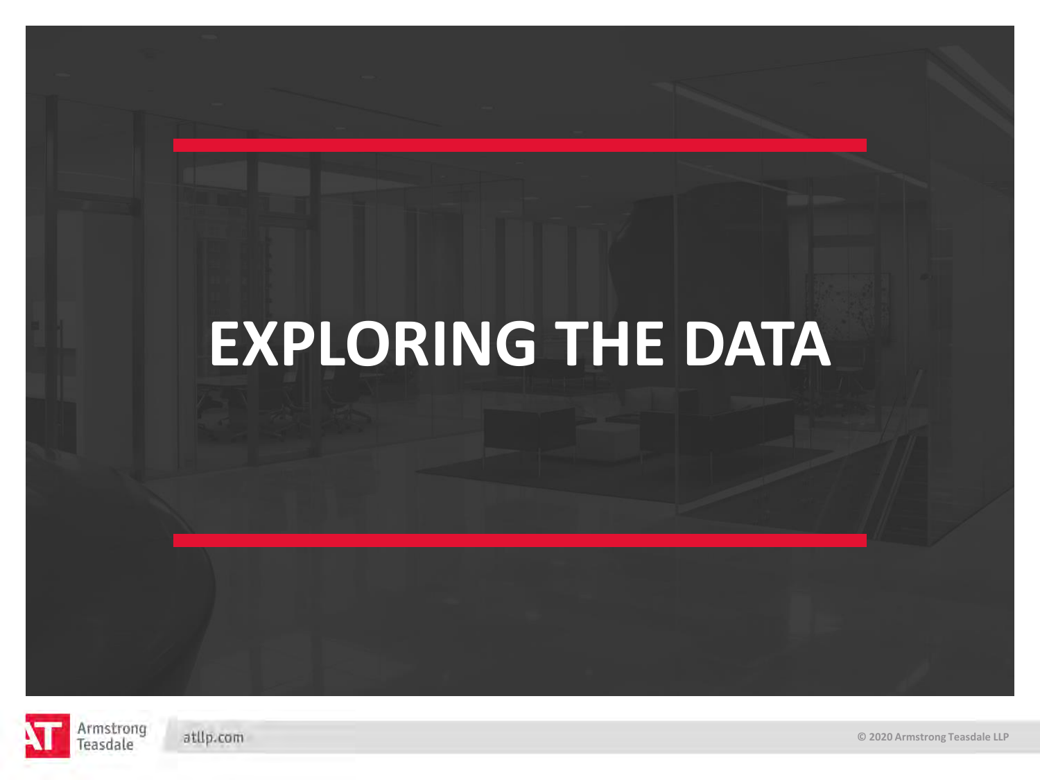# EXPLORING THE DATA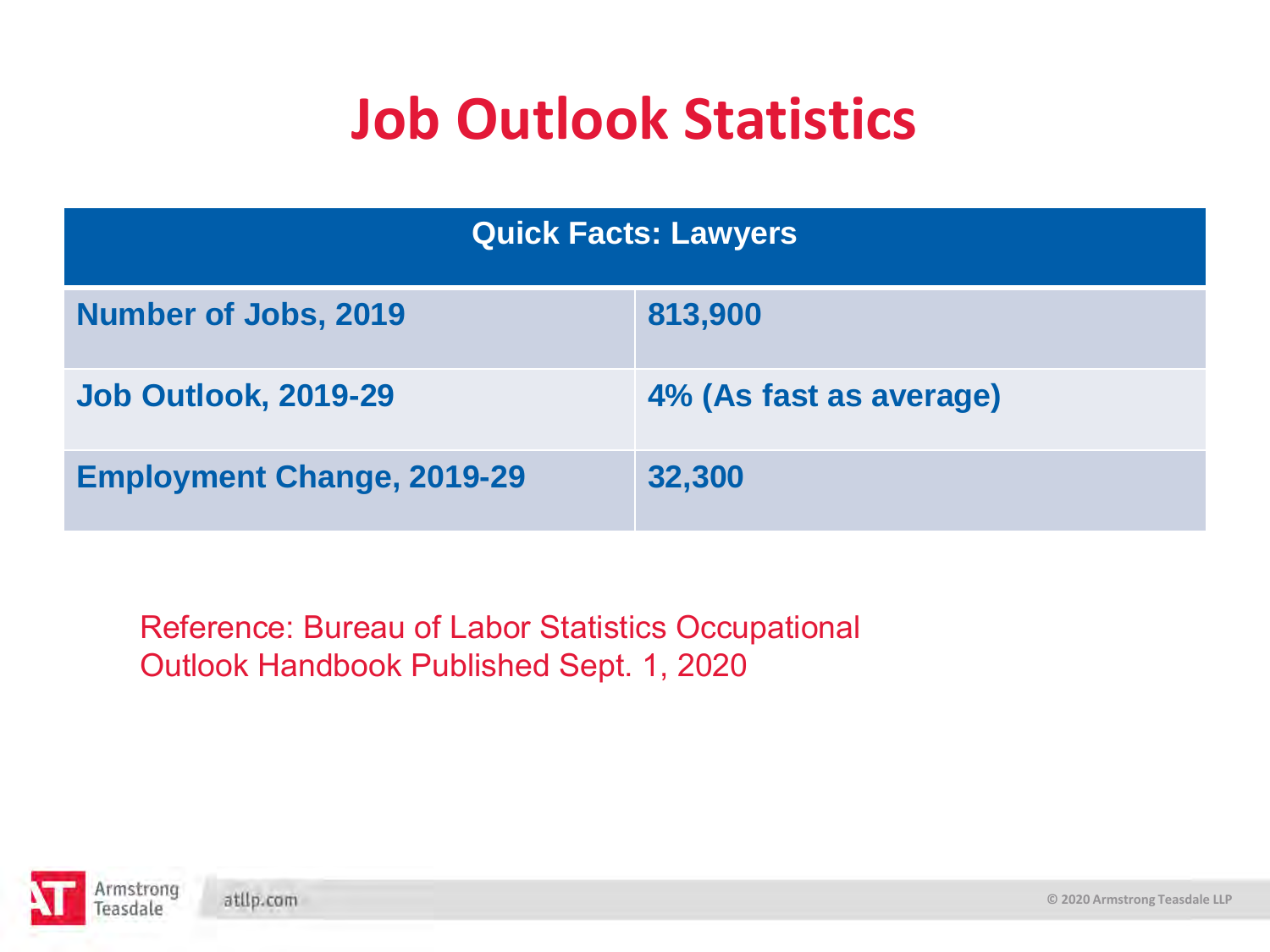# Job Outlook Statistics

| Quick Facts: Lawyers | |
|---|---|
| **Number of Jobs, 2019** | **813,900** |
| **Job Outlook, 2019-29** | **4% (As fast as average)** |
| **Employment Change, 2019-29** | **32,300** |

Reference: Bureau of Labor Statistics Occupational Outlook Handbook Published Sept. 1, 2020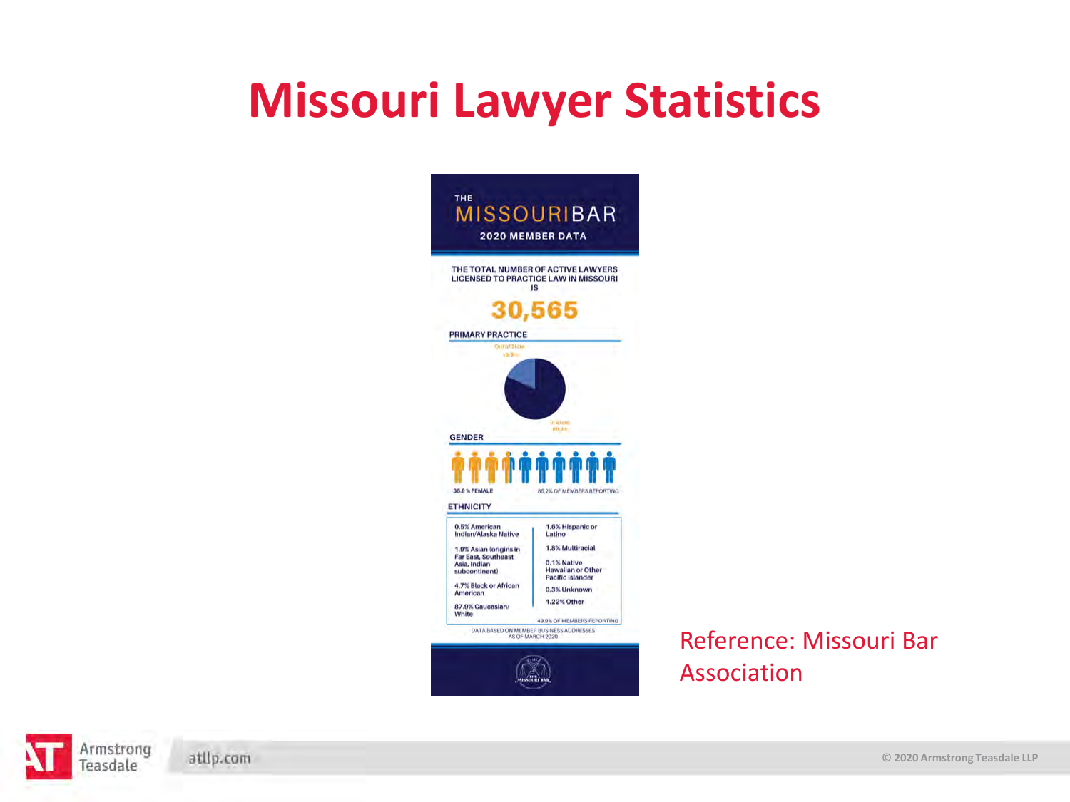# Missouri Lawyer Statistics

THE
MISSOURIBAR
2020 MEMBER DATA

THE TOTAL NUMBER OF ACTIVE LAWYERS LICENSED TO PRACTICE LAW IN MISSOURI IS

**30,565**

PRIMARY PRACTICE

Out of State
10.3%

In State
89.7%

GENDER

35.9 % FEMALE

85.2% OF MEMBERS REPORTING

ETHNICITY

- 0.5% American Indian/Alaska Native
- 1.9% Asian (origins in Far East, Southeast Asia, Indian subcontinent)
- 4.7% Black or African American
- 87.9% Caucasian/White
- 1.6% Hispanic or Latino
- 1.8% Multiracial
- 0.1% Native Hawaiian or Other Pacific Islander
- 0.3% Unknown
- 1.22% Other

49.9% OF MEMBERS REPORTING

DATA BASED ON MEMBER BUSINESS ADDRESSES AS OF MARCH 2020

Reference: Missouri Bar Association

Armstrong Teasdale atllp.com © 2020 Armstrong Teasdale LLP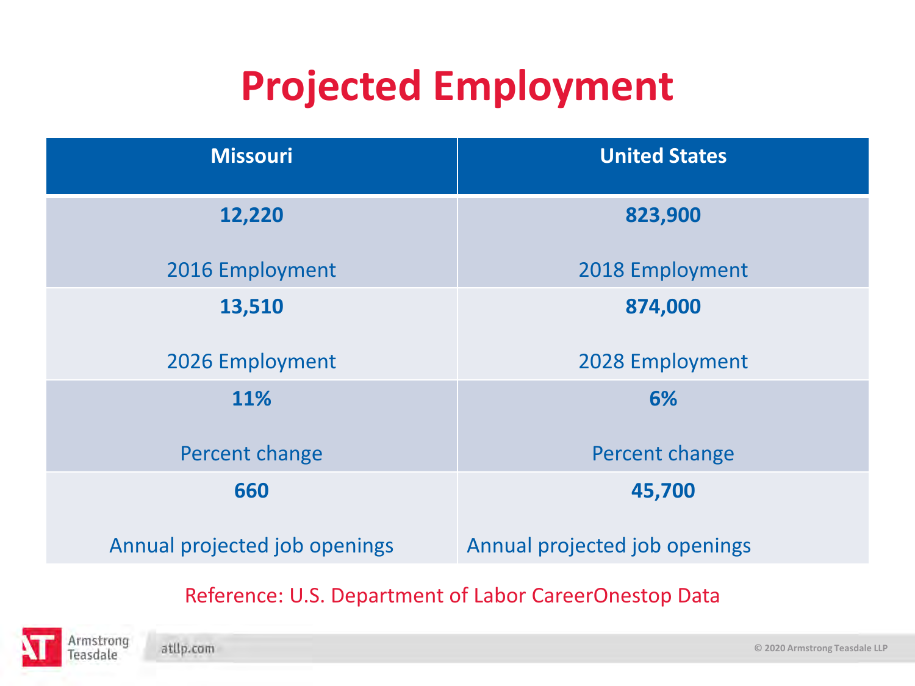# Projected Employment

| Missouri | United States |
|---|---|
| **12,220**<br><br>2016 Employment | **823,900**<br><br>2018 Employment |
| **13,510**<br><br>2026 Employment | **874,000**<br><br>2028 Employment |
| **11%**<br><br>Percent change | **6%**<br><br>Percent change |
| **660**<br><br>Annual projected job openings | **45,700**<br><br>Annual projected job openings |

Reference: U.S. Department of Labor CareerOnestop Data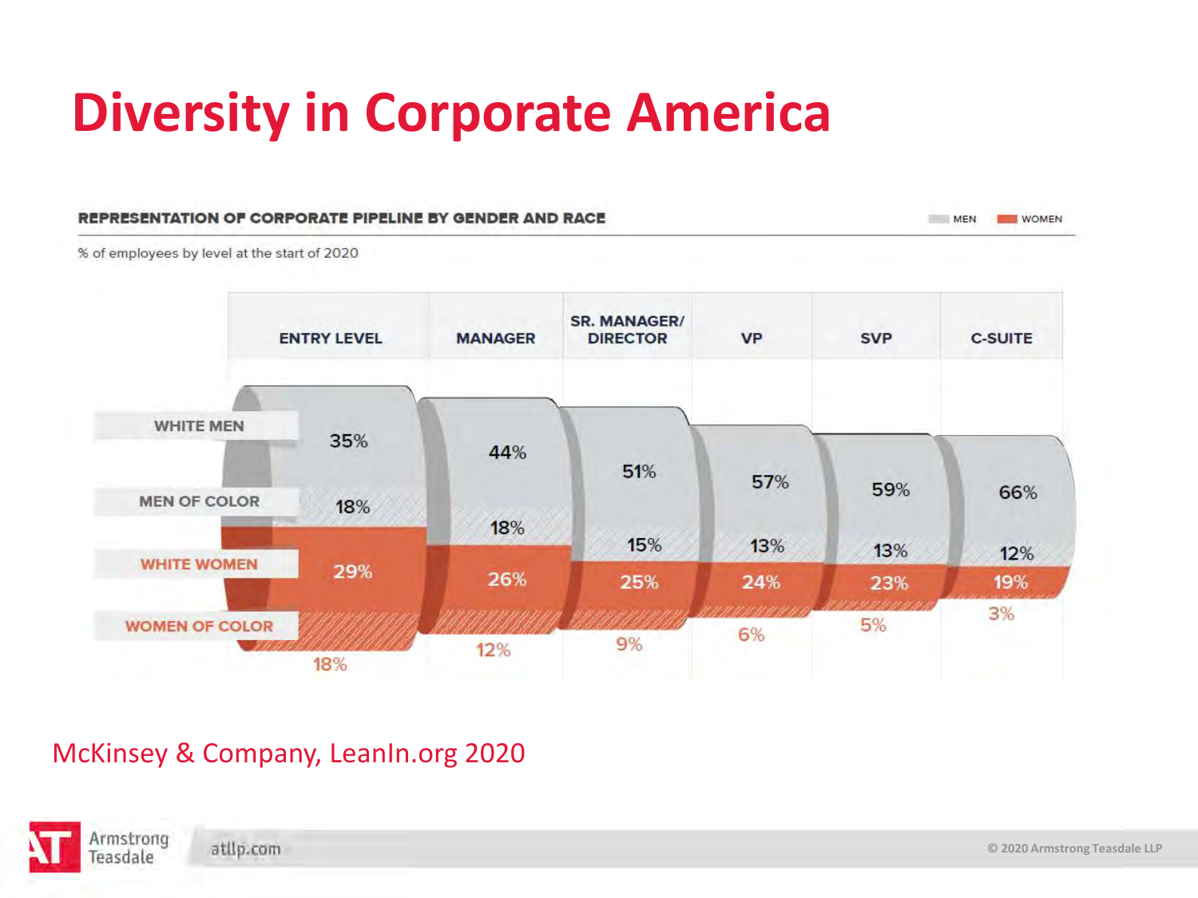# Diversity in Corporate America

REPRESENTATION OF CORPORATE PIPELINE BY GENDER AND RACE

MEN WOMEN

% of employees by level at the start of 2020

ENTRY LEVEL
MANAGER
SR. MANAGER/ DIRECTOR
VP
SVP
C-SUITE

WHITE MEN
MEN OF COLOR
WHITE WOMEN
WOMEN OF COLOR

35%
18%
29%
18%

44%
18%
26%
12%

51%
15%
25%
9%

57%
13%
24%
6%

59%
13%
23%
5%

66%
12%
19%
3%

McKinsey & Company, LeanIn.org 2020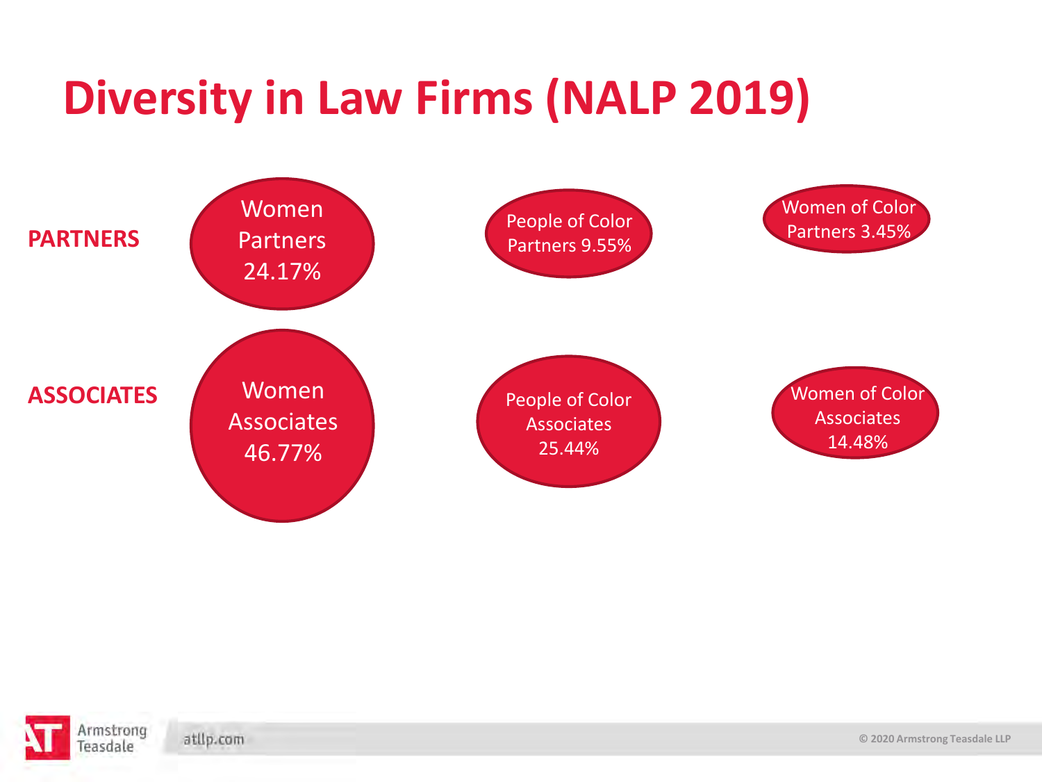# Diversity in Law Firms (NALP 2019)

**PARTNERS**

Women Partners 24.17%

People of Color Partners 9.55%

Women of Color Partners 3.45%

**ASSOCIATES**

Women Associates 46.77%

People of Color Associates 25.44%

Women of Color Associates 14.48%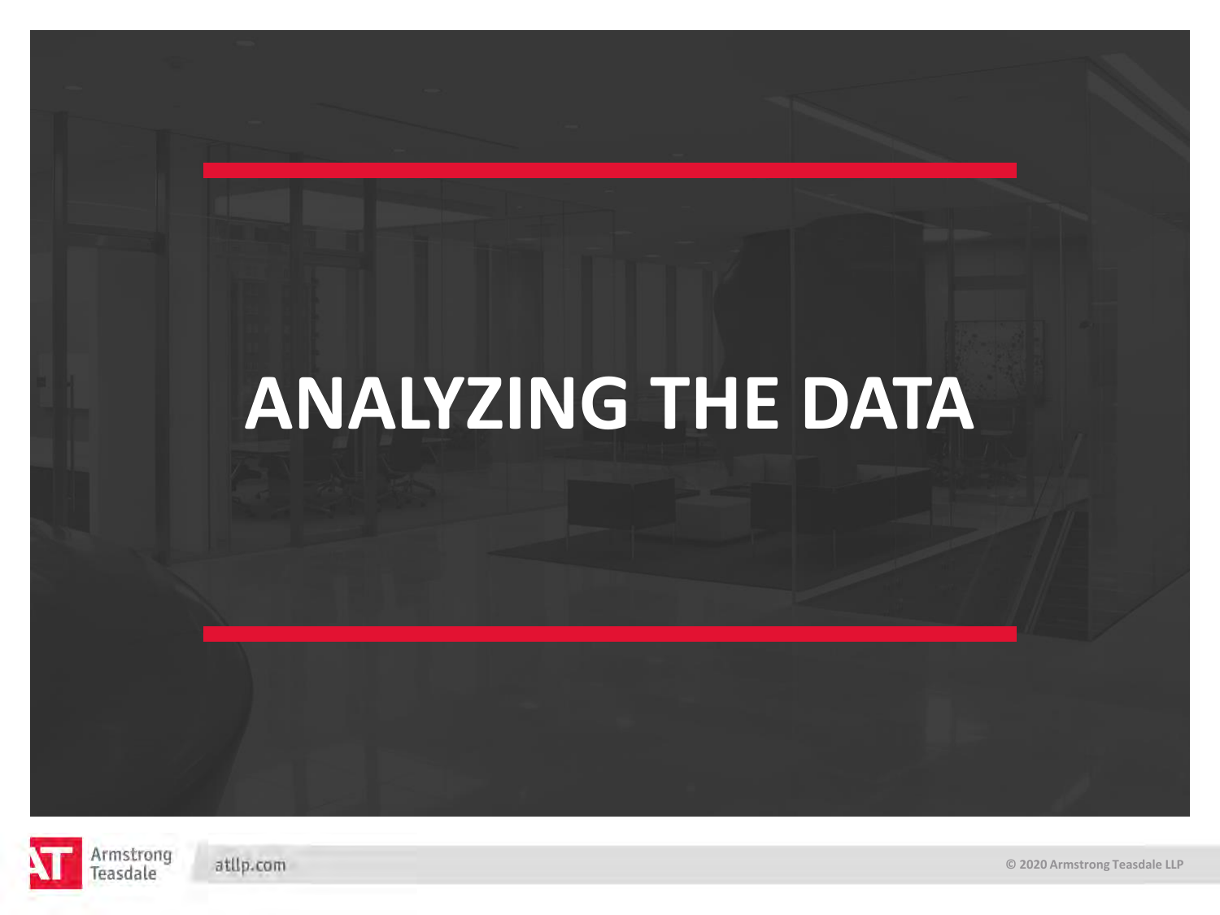# ANALYZING THE DATA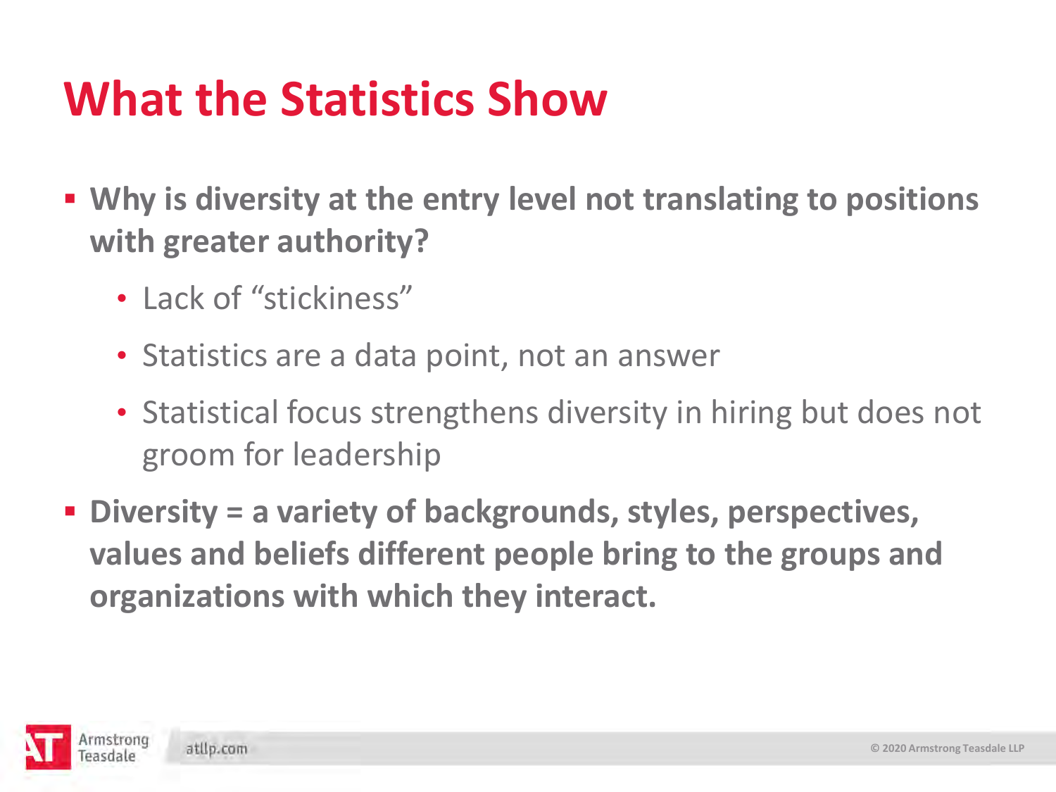# What the Statistics Show

- **Why is diversity at the entry level not translating to positions with greater authority?**
  - Lack of "stickiness"
  - Statistics are a data point, not an answer
  - Statistical focus strengthens diversity in hiring but does not groom for leadership
- **Diversity = a variety of backgrounds, styles, perspectives, values and beliefs different people bring to the groups and organizations with which they interact.**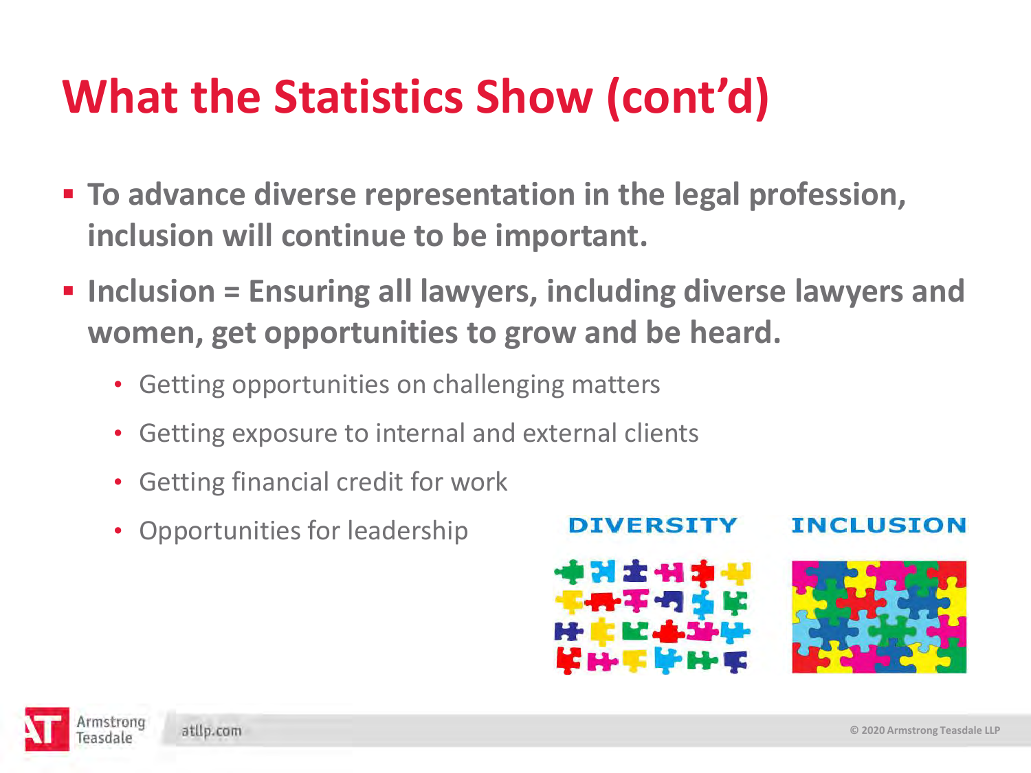# What the Statistics Show (cont'd)

- **To advance diverse representation in the legal profession, inclusion will continue to be important.**
- **Inclusion = Ensuring all lawyers, including diverse lawyers and women, get opportunities to grow and be heard.**
  - Getting opportunities on challenging matters
  - Getting exposure to internal and external clients
  - Getting financial credit for work
  - Opportunities for leadership

DIVERSITY

INCLUSION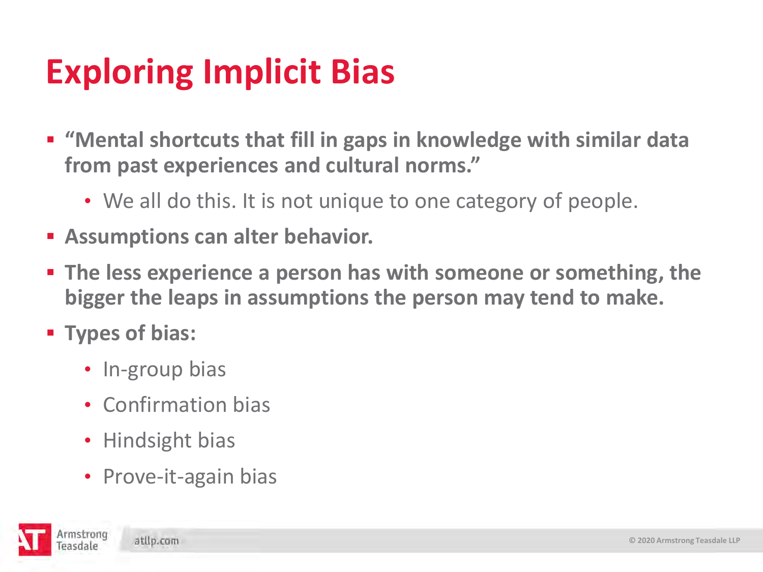# Exploring Implicit Bias

- **"Mental shortcuts that fill in gaps in knowledge with similar data from past experiences and cultural norms."**
  - We all do this. It is not unique to one category of people.
- **Assumptions can alter behavior.**
- **The less experience a person has with someone or something, the bigger the leaps in assumptions the person may tend to make.**
- **Types of bias:**
  - In-group bias
  - Confirmation bias
  - Hindsight bias
  - Prove-it-again bias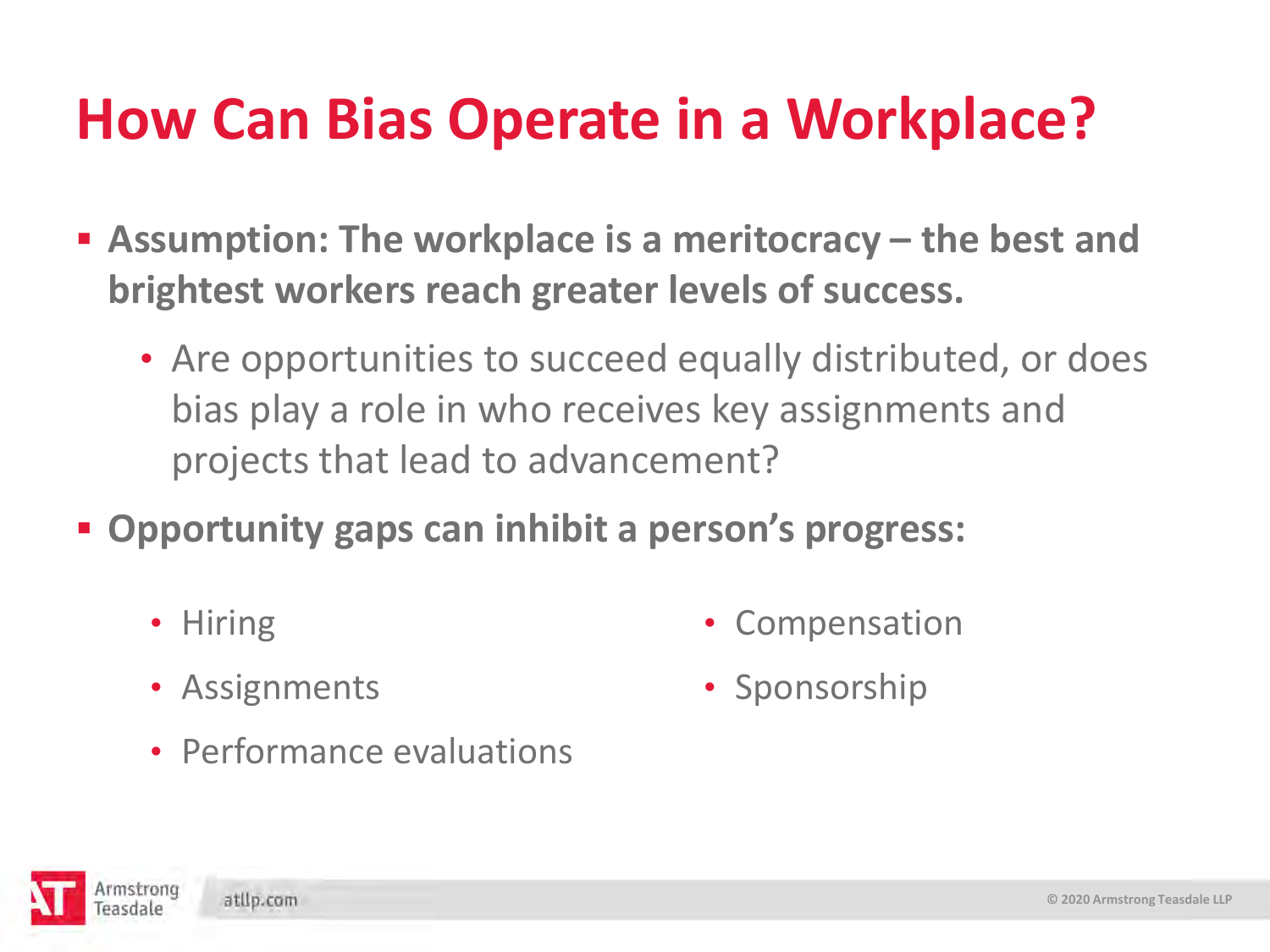# How Can Bias Operate in a Workplace?

- **Assumption: The workplace is a meritocracy – the best and brightest workers reach greater levels of success.**
  - Are opportunities to succeed equally distributed, or does bias play a role in who receives key assignments and projects that lead to advancement?
- **Opportunity gaps can inhibit a person's progress:**
  - Hiring
  - Assignments
  - Performance evaluations
  - Compensation
  - Sponsorship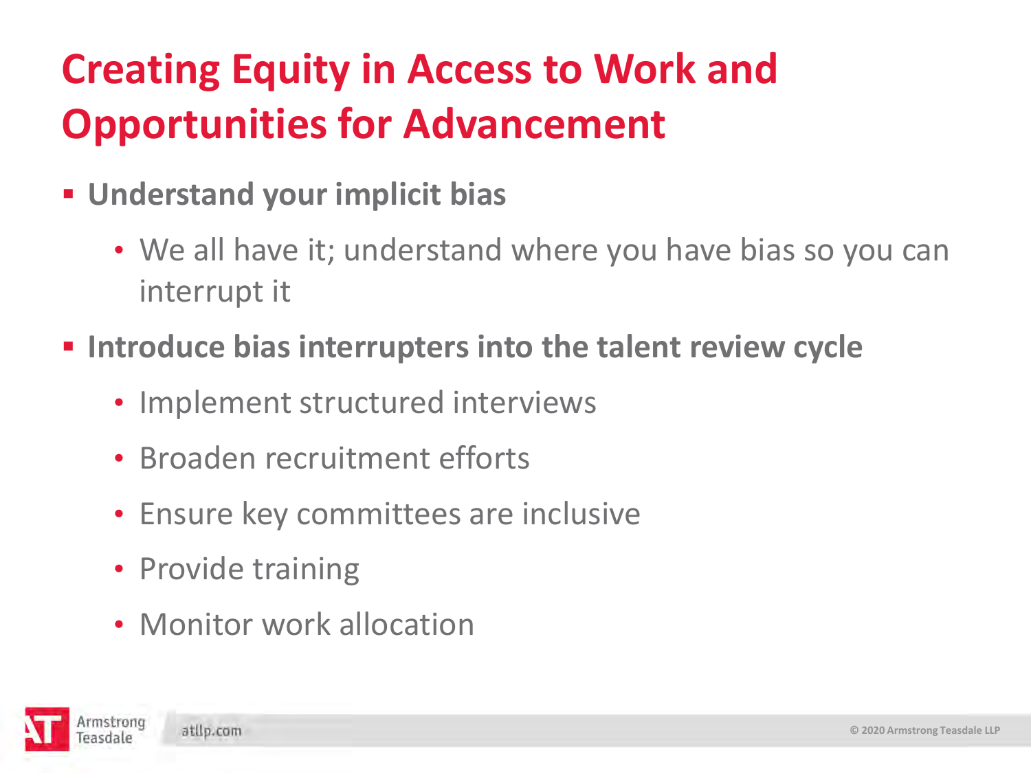# Creating Equity in Access to Work and Opportunities for Advancement

- **Understand your implicit bias**
  - We all have it; understand where you have bias so you can interrupt it
- **Introduce bias interrupters into the talent review cycle**
  - Implement structured interviews
  - Broaden recruitment efforts
  - Ensure key committees are inclusive
  - Provide training
  - Monitor work allocation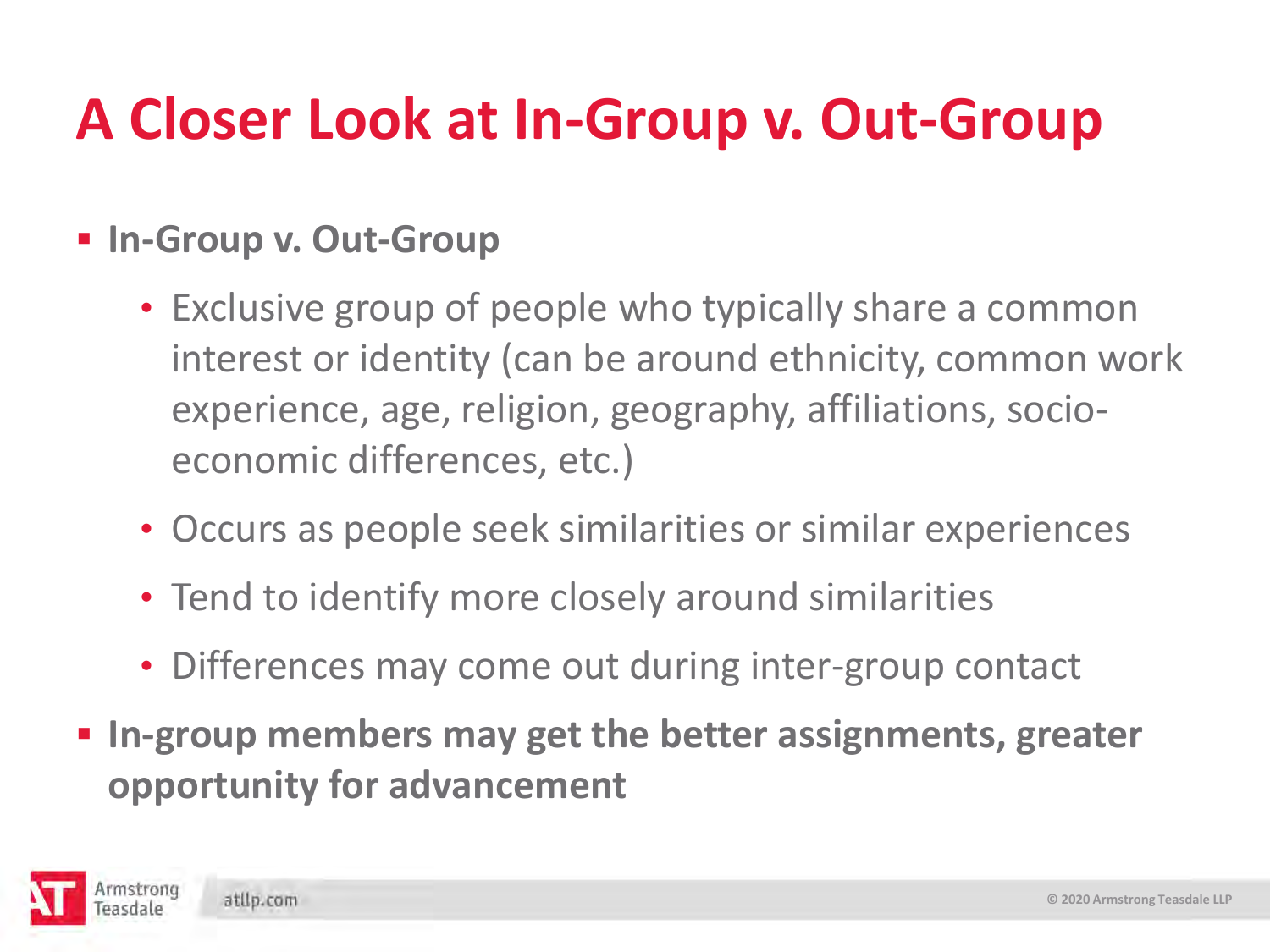# A Closer Look at In-Group v. Out-Group

- **In-Group v. Out-Group**
  - Exclusive group of people who typically share a common interest or identity (can be around ethnicity, common work experience, age, religion, geography, affiliations, socio-economic differences, etc.)
  - Occurs as people seek similarities or similar experiences
  - Tend to identify more closely around similarities
  - Differences may come out during inter-group contact
- **In-group members may get the better assignments, greater opportunity for advancement**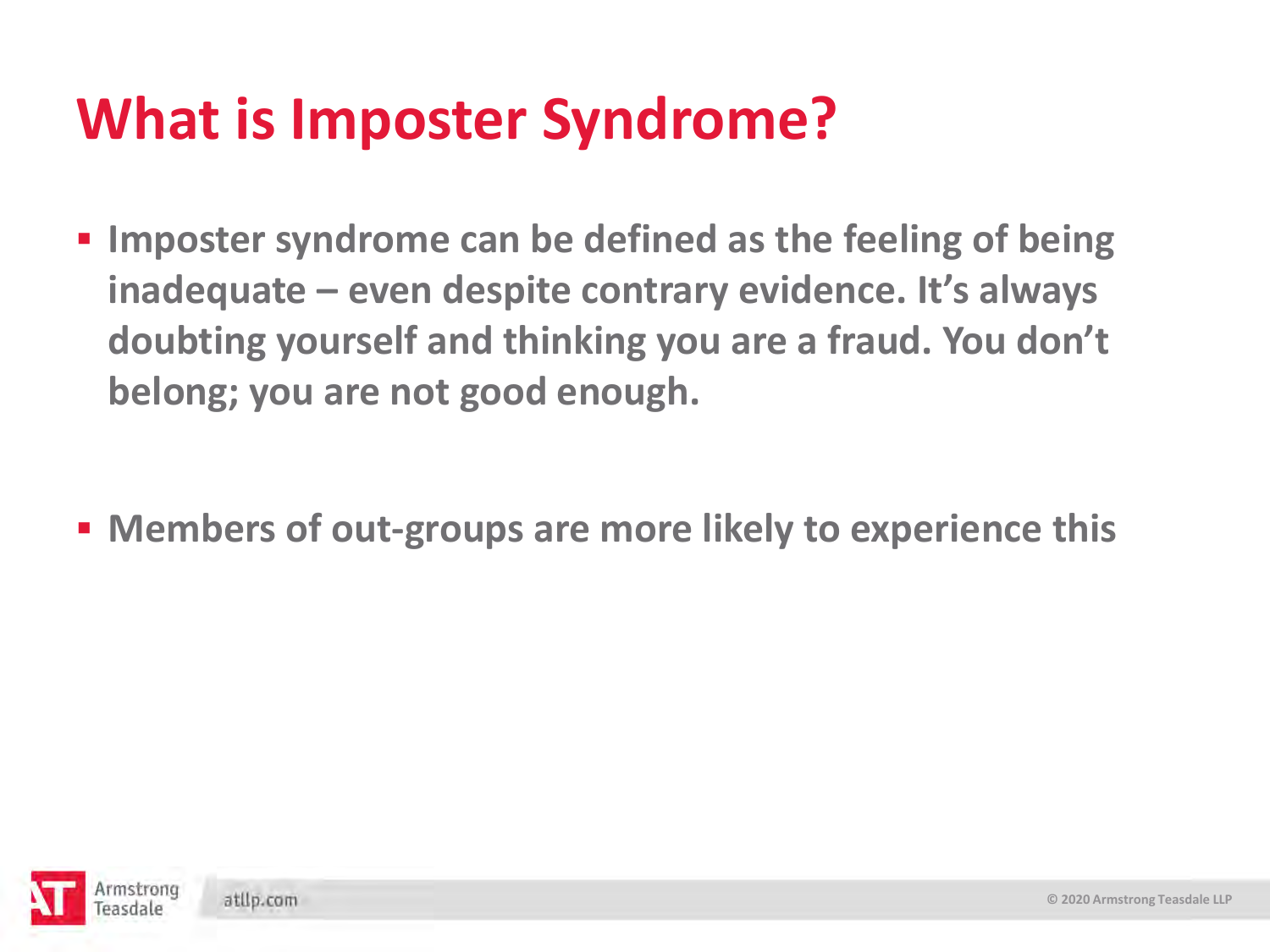# What is Imposter Syndrome?

- Imposter syndrome can be defined as the feeling of being inadequate – even despite contrary evidence. It's always doubting yourself and thinking you are a fraud. You don't belong; you are not good enough.

- Members of out-groups are more likely to experience this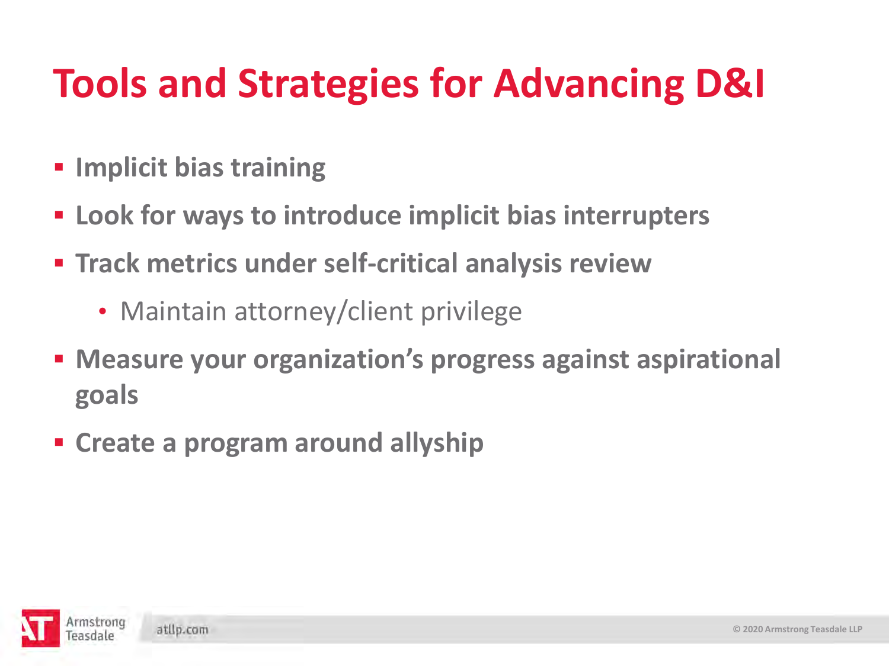# Tools and Strategies for Advancing D&I

- **Implicit bias training**
- **Look for ways to introduce implicit bias interrupters**
- **Track metrics under self-critical analysis review**
  - Maintain attorney/client privilege
- **Measure your organization's progress against aspirational goals**
- **Create a program around allyship**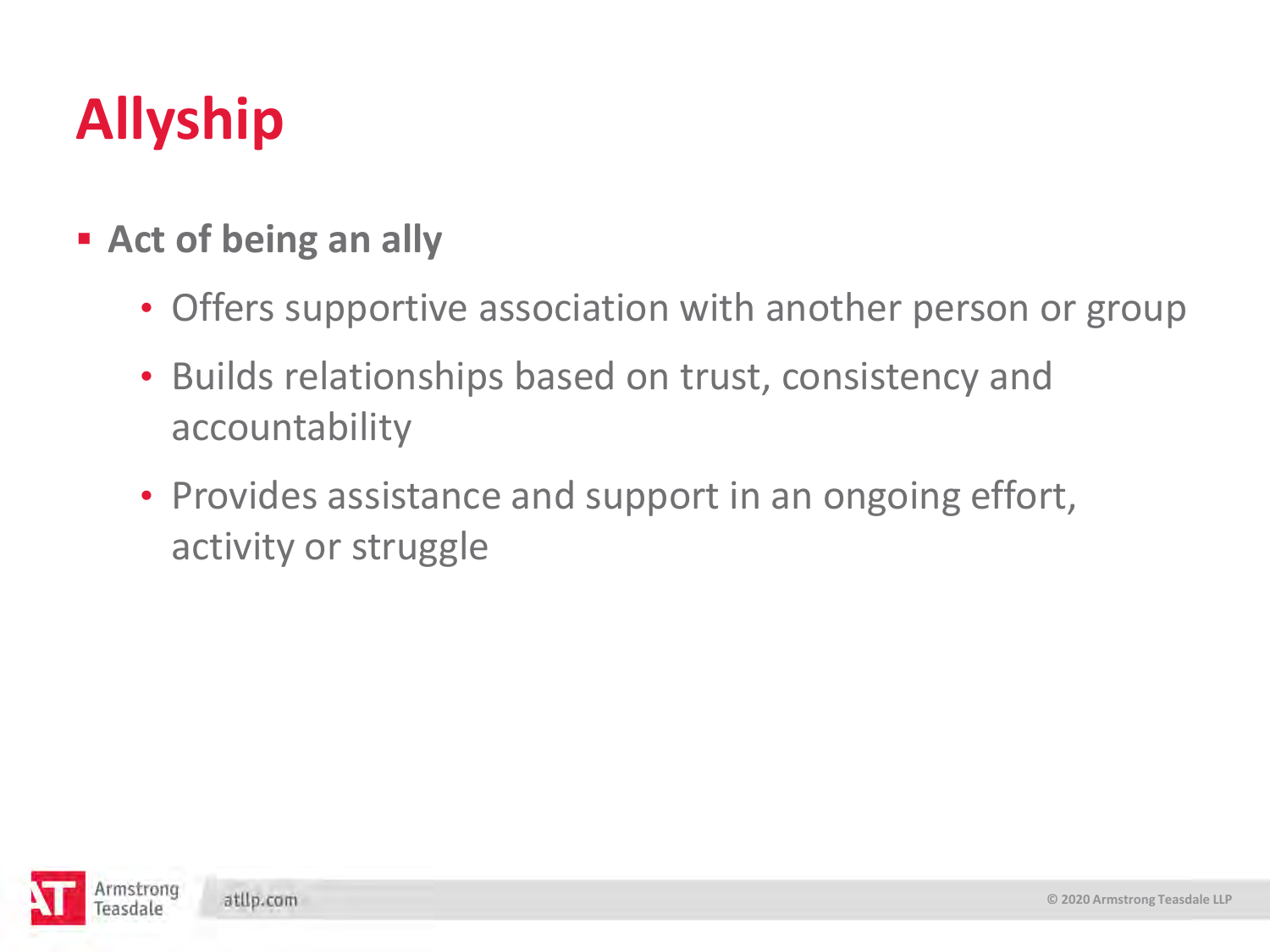# Allyship

- **Act of being an ally**
  - Offers supportive association with another person or group
  - Builds relationships based on trust, consistency and accountability
  - Provides assistance and support in an ongoing effort, activity or struggle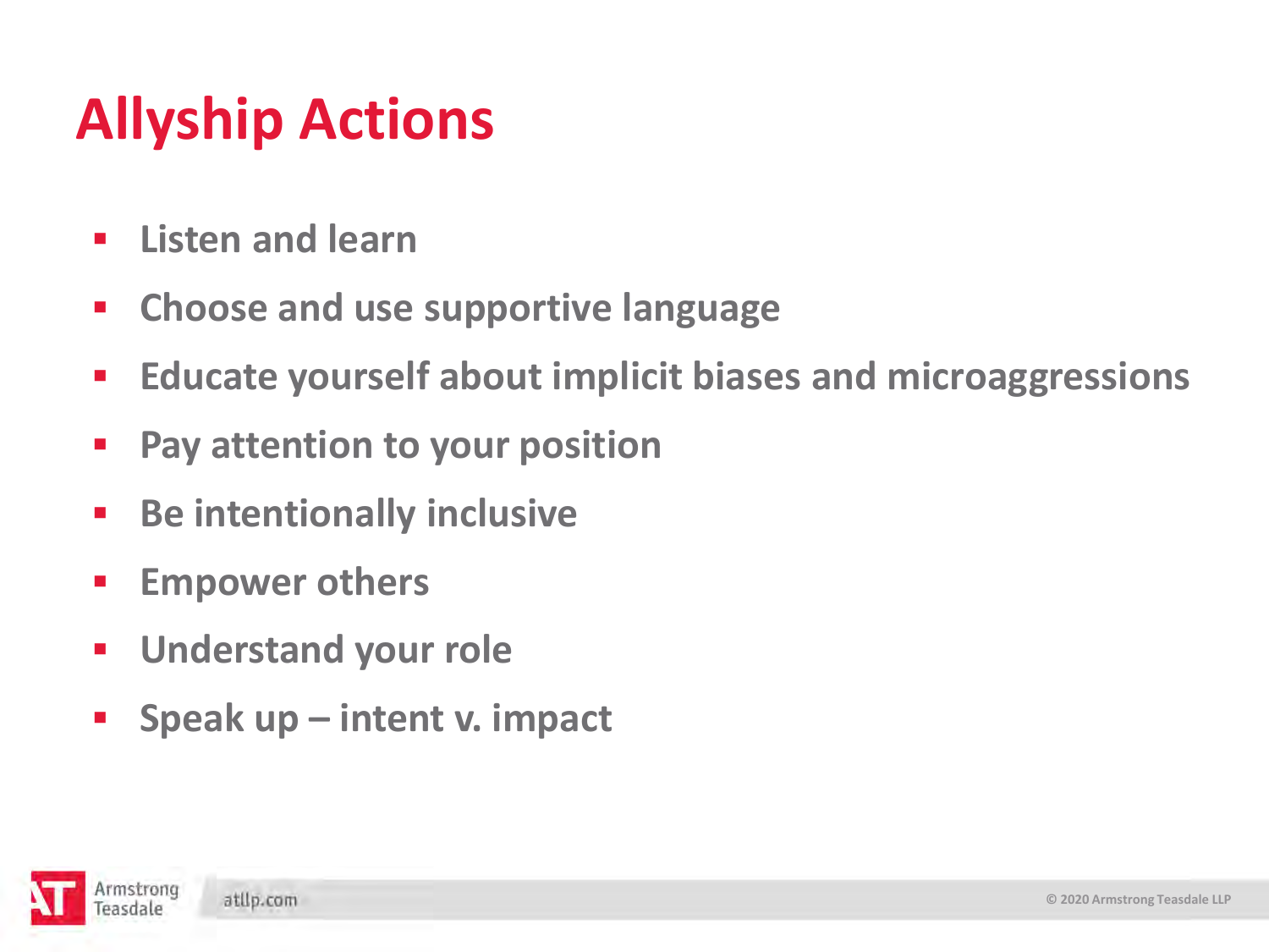# Allyship Actions

- Listen and learn
- Choose and use supportive language
- Educate yourself about implicit biases and microaggressions
- Pay attention to your position
- Be intentionally inclusive
- Empower others
- Understand your role
- Speak up – intent v. impact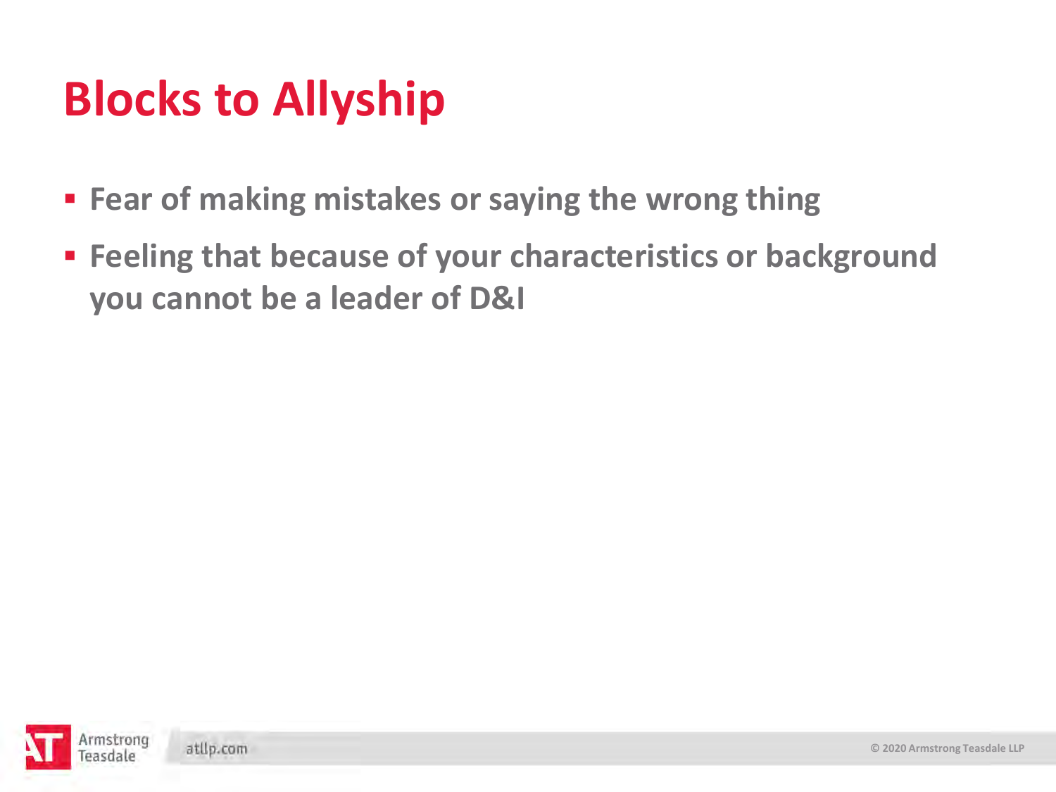# Blocks to Allyship

- Fear of making mistakes or saying the wrong thing
- Feeling that because of your characteristics or background you cannot be a leader of D&I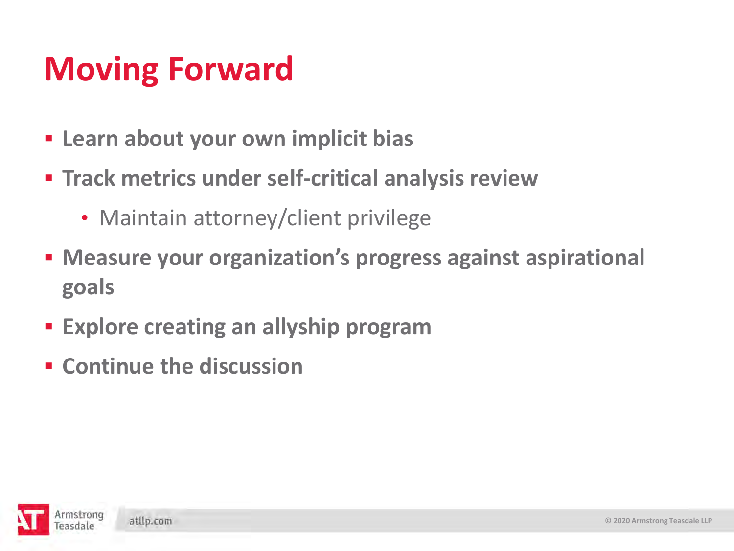# Moving Forward

- **Learn about your own implicit bias**
- **Track metrics under self-critical analysis review**
  - Maintain attorney/client privilege
- **Measure your organization's progress against aspirational goals**
- **Explore creating an allyship program**
- **Continue the discussion**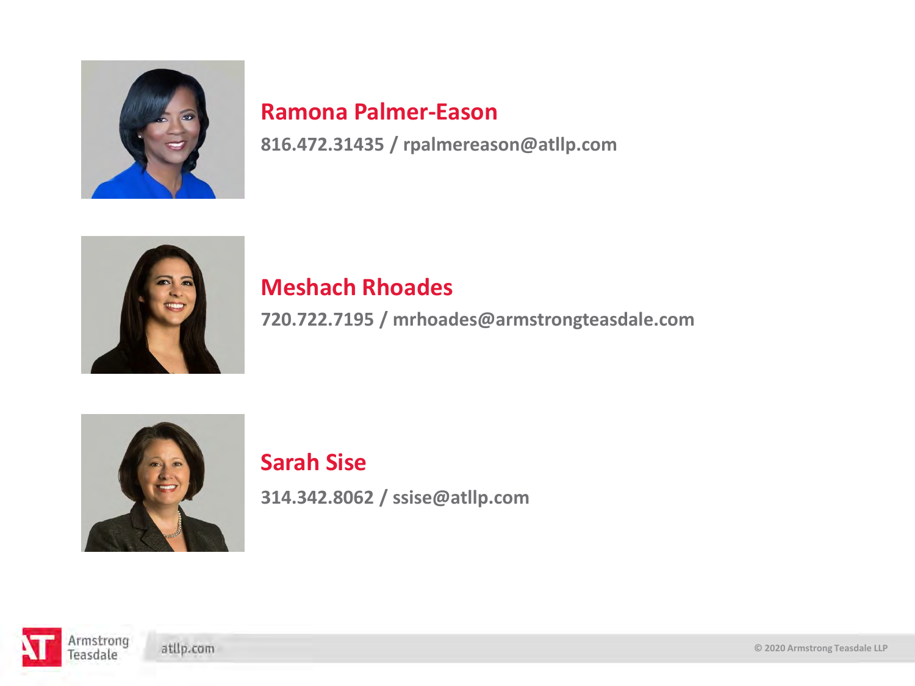**Ramona Palmer-Eason**

816.472.31435 / rpalmereason@atllp.com

**Meshach Rhoades**

720.722.7195 / mrhoades@armstrongteasdale.com

**Sarah Sise**

314.342.8062 / ssise@atllp.com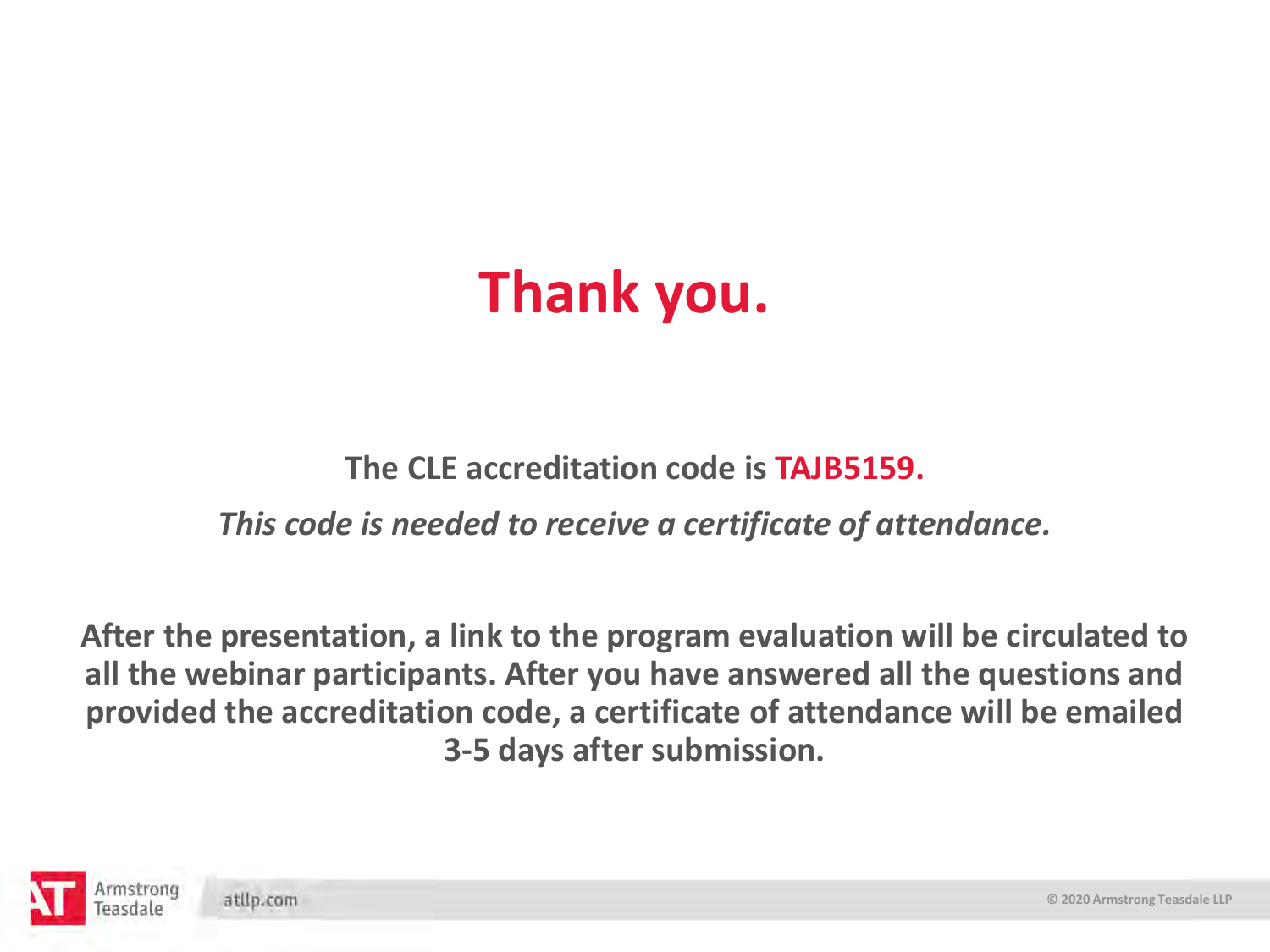# Thank you.

**The CLE accreditation code is TAJB5159.**

***This code is needed to receive a certificate of attendance.***

**After the presentation, a link to the program evaluation will be circulated to all the webinar participants. After you have answered all the questions and provided the accreditation code, a certificate of attendance will be emailed 3-5 days after submission.**